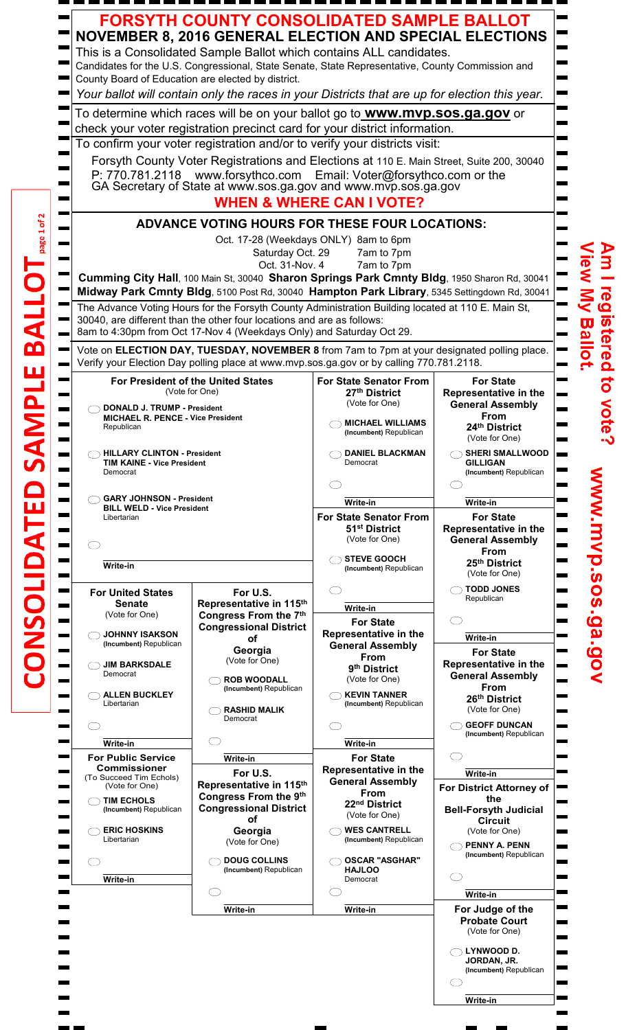# FORSYTH COUNTY CONSOLIDATED SAMPLE BALLOT

## NOVEMBER 8, 2016 GENERAL ELECTION AND SPECIAL ELECTIONS

This is a Consolidated Sample Ballot which contains ALL candidates.

Candidates for the U.S. Congressional, State Senate, State Representative, County Commission and County Board of Education are elected by district.

*Your ballot will contain only the races in your Districts that are up for election this year.*

To determine which races will be on your ballot go to **www.mvp.sos.ga.gov** or check your voter registration precinct card for your district information.

To confirm your voter registration and/or to verify your districts visit:

Forsyth County Voter Registrations and Elections at 110 E. Main Street, Suite 200, 30040
P: 770.781.2118 www.forsythco.com Email: Voter@forsythco.com or the GA Secretary of State at www.sos.ga.gov and www.mvp.sos.ga.gov

## WHEN & WHERE CAN I VOTE?

### ADVANCE VOTING HOURS FOR THESE FOUR LOCATIONS:

Oct. 17-28 (Weekdays ONLY) 8am to 6pm
Saturday Oct. 29 7am to 7pm
Oct. 31-Nov. 4 7am to 7pm

**Cumming City Hall**, 100 Main St, 30040 **Sharon Springs Park Cmnty Bldg**, 1950 Sharon Rd, 30041
**Midway Park Cmnty Bldg**, 5100 Post Rd, 30040 **Hampton Park Library**, 5345 Settingdown Rd, 30041

The Advance Voting Hours for the Forsyth County Administration Building located at 110 E. Main St, 30040, are different than the other four locations and are as follows:
8am to 4:30pm from Oct 17-Nov 4 (Weekdays Only) and Saturday Oct 29.

Vote on **ELECTION DAY, TUESDAY, NOVEMBER 8** from 7am to 7pm at your designated polling place. Verify your Election Day polling place at www.mvp.sos.ga.gov or by calling 770.781.2118.

**For President of the United States**
(Vote for One)

- ◯ **DONALD J. TRUMP - President**
  **MICHAEL R. PENCE - Vice President**
  Republican
- ◯ **HILLARY CLINTON - President**
  **TIM KAINE - Vice President**
  Democrat
- ◯ **GARY JOHNSON - President**
  **BILL WELD - Vice President**
  Libertarian
- ◯ Write-in

**For United States Senate**
(Vote for One)

- ◯ **JOHNNY ISAKSON** (Incumbent) Republican
- ◯ **JIM BARKSDALE** Democrat
- ◯ **ALLEN BUCKLEY** Libertarian
- ◯ Write-in

**For U.S. Representative in 115th Congress From the 7th Congressional District of Georgia**
(Vote for One)

- ◯ **ROB WOODALL** (Incumbent) Republican
- ◯ **RASHID MALIK** Democrat
- ◯ Write-in

**For Public Service Commissioner**
(To Succeed Tim Echols)
(Vote for One)

- ◯ **TIM ECHOLS** (Incumbent) Republican
- ◯ **ERIC HOSKINS** Libertarian
- ◯ Write-in

**For U.S. Representative in 115th Congress From the 9th Congressional District of Georgia**
(Vote for One)

- ◯ **DOUG COLLINS** (Incumbent) Republican
- ◯ Write-in

**For State Senator From 27th District**
(Vote for One)

- ◯ **MICHAEL WILLIAMS** (Incumbent) Republican
- ◯ **DANIEL BLACKMAN** Democrat
- ◯ Write-in

**For State Senator From 51st District**
(Vote for One)

- ◯ **STEVE GOOCH** (Incumbent) Republican
- ◯ Write-in

**For State Representative in the General Assembly From 9th District**
(Vote for One)

- ◯ **KEVIN TANNER** (Incumbent) Republican
- ◯ Write-in

**For State Representative in the General Assembly From 22nd District**
(Vote for One)

- ◯ **WES CANTRELL** (Incumbent) Republican
- ◯ **OSCAR "ASGHAR" HAJLOO** Democrat
- ◯ Write-in

**For State Representative in the General Assembly From 24th District**
(Vote for One)

- ◯ **SHERI SMALLWOOD GILLIGAN** (Incumbent) Republican
- ◯ Write-in

**For State Representative in the General Assembly From 25th District**
(Vote for One)

- ◯ **TODD JONES** Republican
- ◯ Write-in

**For State Representative in the General Assembly From 26th District**
(Vote for One)

- ◯ **GEOFF DUNCAN** (Incumbent) Republican
- ◯ Write-in

**For District Attorney of the Bell-Forsyth Judicial Circuit**
(Vote for One)

- ◯ **PENNY A. PENN** (Incumbent) Republican
- ◯ Write-in

**For Judge of the Probate Court**
(Vote for One)

- ◯ **LYNWOOD D. JORDAN, JR.** (Incumbent) Republican
- ◯ Write-in

**CONSOLIDATED SAMPLE BALLOT**

**Am I registered to vote? View My Ballot. www.mvp.sos.ga.gov**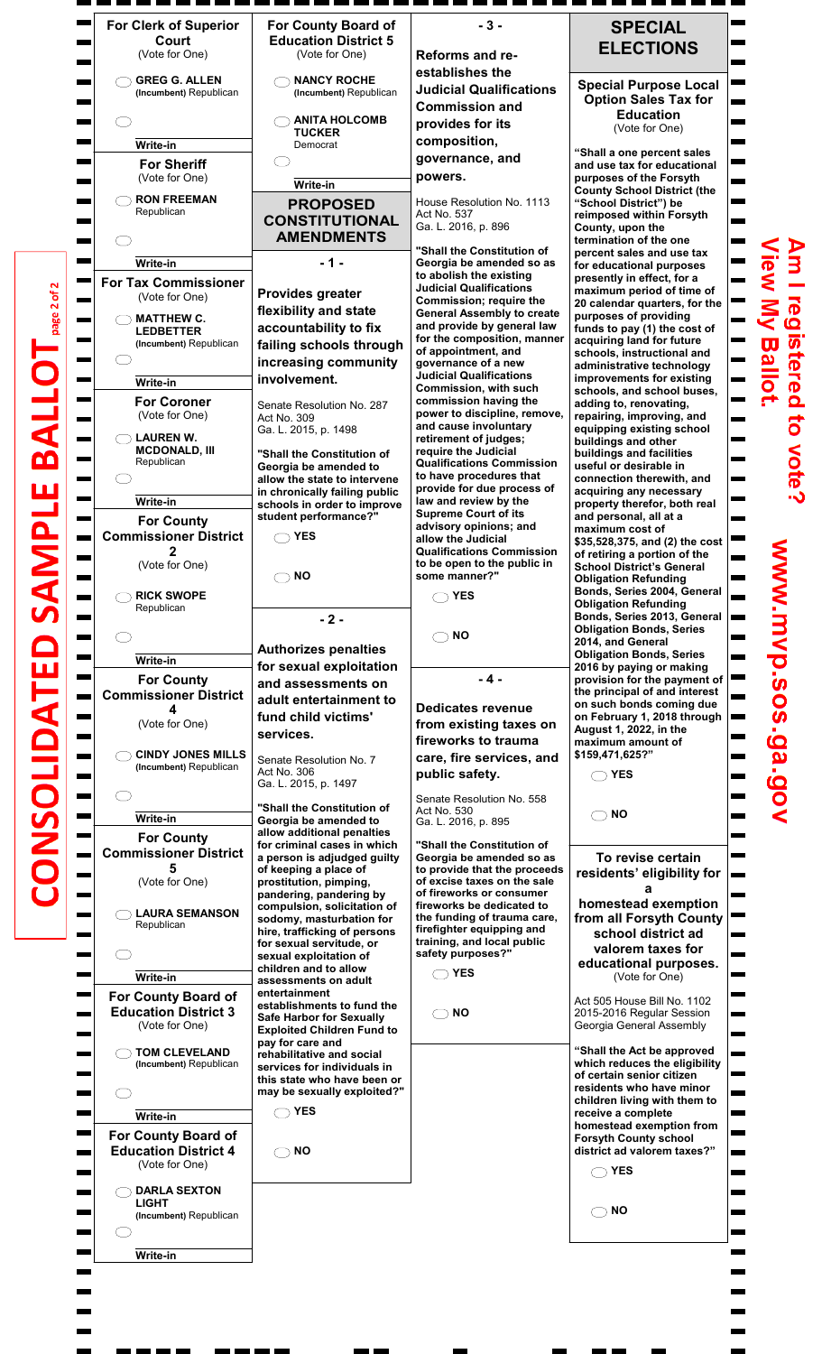CONSOLIDATED SAMPLE BALLOT page 2 of 2

## For Clerk of Superior Court
(Vote for One)

- GREG G. ALLEN (Incumbent) Republican
- Write-in

## For Sheriff
(Vote for One)

- RON FREEMAN Republican
- Write-in

## For Tax Commissioner
(Vote for One)

- MATTHEW C. LEDBETTER (Incumbent) Republican
- Write-in

## For Coroner
(Vote for One)

- LAUREN W. MCDONALD, III Republican
- Write-in

## For County Commissioner District 2
(Vote for One)

- RICK SWOPE Republican
- Write-in

## For County Commissioner District 4
(Vote for One)

- CINDY JONES MILLS (Incumbent) Republican
- Write-in

## For County Commissioner District 5
(Vote for One)

- LAURA SEMANSON Republican
- Write-in

## For County Board of Education District 3
(Vote for One)

- TOM CLEVELAND (Incumbent) Republican
- Write-in

## For County Board of Education District 4
(Vote for One)

- DARLA SEXTON LIGHT (Incumbent) Republican
- Write-in

## For County Board of Education District 5
(Vote for One)

- NANCY ROCHE (Incumbent) Republican
- ANITA HOLCOMB TUCKER Democrat
- Write-in

# PROPOSED CONSTITUTIONAL AMENDMENTS

### - 1 -

**Provides greater flexibility and state accountability to fix failing schools through increasing community involvement.**

Senate Resolution No. 287
Act No. 309
Ga. L. 2015, p. 1498

**"Shall the Constitution of Georgia be amended to allow the state to intervene in chronically failing public schools in order to improve student performance?"**

- YES
- NO

### - 2 -

**Authorizes penalties for sexual exploitation and assessments on adult entertainment to fund child victims' services.**

Senate Resolution No. 7
Act No. 306
Ga. L. 2015, p. 1497

**"Shall the Constitution of Georgia be amended to allow additional penalties for criminal cases in which a person is adjudged guilty of keeping a place of prostitution, pimping, pandering, pandering by compulsion, solicitation of sodomy, masturbation for hire, trafficking of persons for sexual servitude, or sexual exploitation of children and to allow assessments on adult entertainment establishments to fund the Safe Harbor for Sexually Exploited Children Fund to pay for care and rehabilitative and social services for individuals in this state who have been or may be sexually exploited?"**

- YES
- NO

### - 3 -

**Reforms and re-establishes the Judicial Qualifications Commission and provides for its composition, governance, and powers.**

House Resolution No. 1113
Act No. 537
Ga. L. 2016, p. 896

**"Shall the Constitution of Georgia be amended so as to abolish the existing Judicial Qualifications Commission; require the General Assembly to create and provide by general law for the composition, manner of appointment, and governance of a new Judicial Qualifications Commission, with such commission having the power to discipline, remove, and cause involuntary retirement of judges; require the Judicial Qualifications Commission to have procedures that provide for due process of law and review by the Supreme Court of its advisory opinions; and allow the Judicial Qualifications Commission to be open to the public in some manner?"**

- YES
- NO

### - 4 -

**Dedicates revenue from existing taxes on fireworks to trauma care, fire services, and public safety.**

Senate Resolution No. 558
Act No. 530
Ga. L. 2016, p. 895

**"Shall the Constitution of Georgia be amended so as to provide that the proceeds of excise taxes on the sale of fireworks or consumer fireworks be dedicated to the funding of trauma care, firefighter equipping and training, and local public safety purposes?"**

- YES
- NO

# SPECIAL ELECTIONS

## Special Purpose Local Option Sales Tax for Education
(Vote for One)

**"Shall a one percent sales and use tax for educational purposes of the Forsyth County School District (the "School District") be reimposed within Forsyth County, upon the termination of the one percent sales and use tax for educational purposes presently in effect, for a maximum period of time of 20 calendar quarters, for the purposes of providing funds to pay (1) the cost of acquiring land for future schools, instructional and administrative technology improvements for existing schools, and school buses, adding to, renovating, repairing, improving, and equipping existing school buildings and other buildings and facilities useful or desirable in connection therewith, and acquiring any necessary property therefor, both real and personal, all at a maximum cost of $35,528,375, and (2) the cost of retiring a portion of the School District's General Obligation Refunding Bonds, Series 2004, General Obligation Refunding Bonds, Series 2013, General Obligation Bonds, Series 2014, and General Obligation Bonds, Series 2016 by paying or making provision for the payment of the principal of and interest on such bonds coming due on February 1, 2018 through August 1, 2022, in the maximum amount of $159,471,625?"**

- YES
- NO

## To revise certain residents' eligibility for a homestead exemption from all Forsyth County school district ad valorem taxes for educational purposes.
(Vote for One)

Act 505 House Bill No. 1102
2015-2016 Regular Session
Georgia General Assembly

**"Shall the Act be approved which reduces the eligibility of certain senior citizen residents who have minor children living with them to receive a complete homestead exemption from Forsyth County school district ad valorem taxes?"**

- YES
- NO

**Am I registered to vote? View My Ballot. www.mvp.sos.ga.gov**